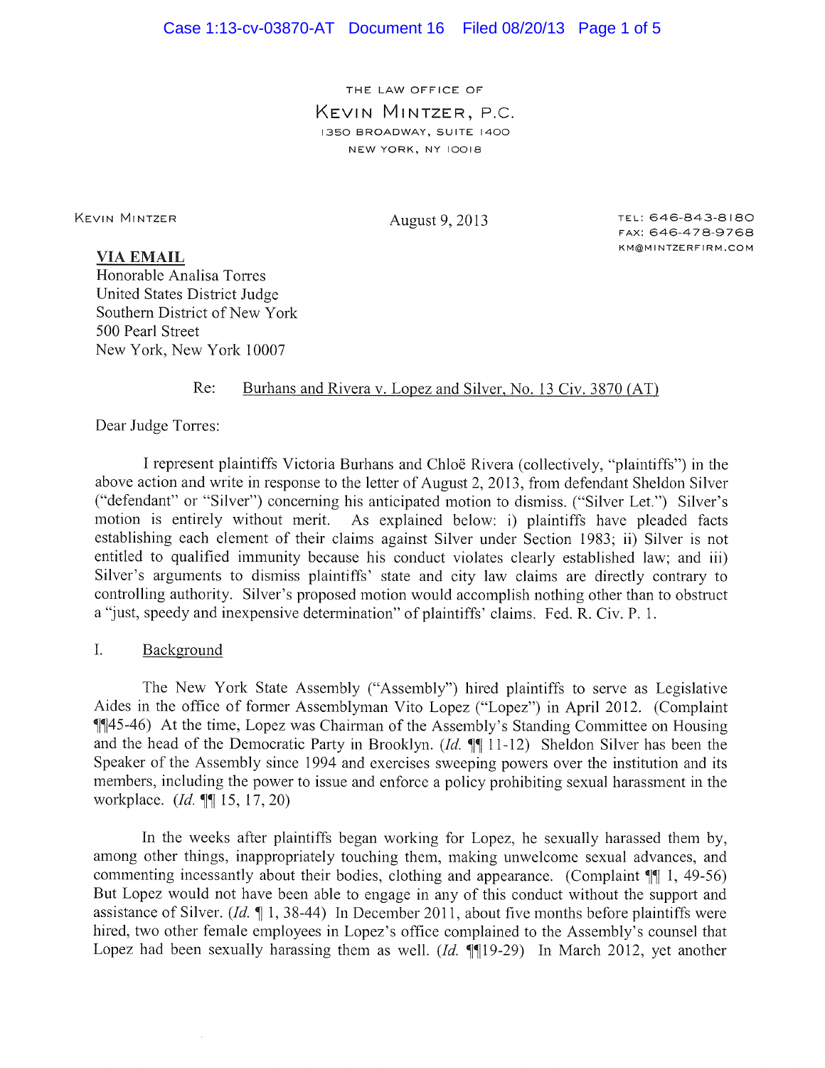THE LAW OFFICE OF

KEVIN MINTZER, P.C.

1350 BROADWAY, SUITE 1400

NEW YORK, NY 10018

KEVIN MINTZER

August 9, 2013

TEL: 646-843-8180
FAX: 646-478-9768
KM@MINTZERFIRM.COM

**VIA EMAIL**
Honorable Analisa Torres
United States District Judge
Southern District of New York
500 Pearl Street
New York, New York 10007

Re: Burhans and Rivera v. Lopez and Silver, No. 13 Civ. 3870 (AT)

Dear Judge Torres:

I represent plaintiffs Victoria Burhans and Chloë Rivera (collectively, "plaintiffs") in the above action and write in response to the letter of August 2, 2013, from defendant Sheldon Silver ("defendant" or "Silver") concerning his anticipated motion to dismiss. ("Silver Let.") Silver's motion is entirely without merit. As explained below: i) plaintiffs have pleaded facts establishing each element of their claims against Silver under Section 1983; ii) Silver is not entitled to qualified immunity because his conduct violates clearly established law; and iii) Silver's arguments to dismiss plaintiffs' state and city law claims are directly contrary to controlling authority. Silver's proposed motion would accomplish nothing other than to obstruct a "just, speedy and inexpensive determination" of plaintiffs' claims. Fed. R. Civ. P. 1.

## I. Background

The New York State Assembly ("Assembly") hired plaintiffs to serve as Legislative Aides in the office of former Assemblyman Vito Lopez ("Lopez") in April 2012. (Complaint ¶¶45-46) At the time, Lopez was Chairman of the Assembly's Standing Committee on Housing and the head of the Democratic Party in Brooklyn. (*Id.* ¶¶ 11-12) Sheldon Silver has been the Speaker of the Assembly since 1994 and exercises sweeping powers over the institution and its members, including the power to issue and enforce a policy prohibiting sexual harassment in the workplace. (*Id.* ¶¶ 15, 17, 20)

In the weeks after plaintiffs began working for Lopez, he sexually harassed them by, among other things, inappropriately touching them, making unwelcome sexual advances, and commenting incessantly about their bodies, clothing and appearance. (Complaint ¶¶ 1, 49-56) But Lopez would not have been able to engage in any of this conduct without the support and assistance of Silver. (*Id.* ¶ 1, 38-44) In December 2011, about five months before plaintiffs were hired, two other female employees in Lopez's office complained to the Assembly's counsel that Lopez had been sexually harassing them as well. (*Id.* ¶¶19-29) In March 2012, yet another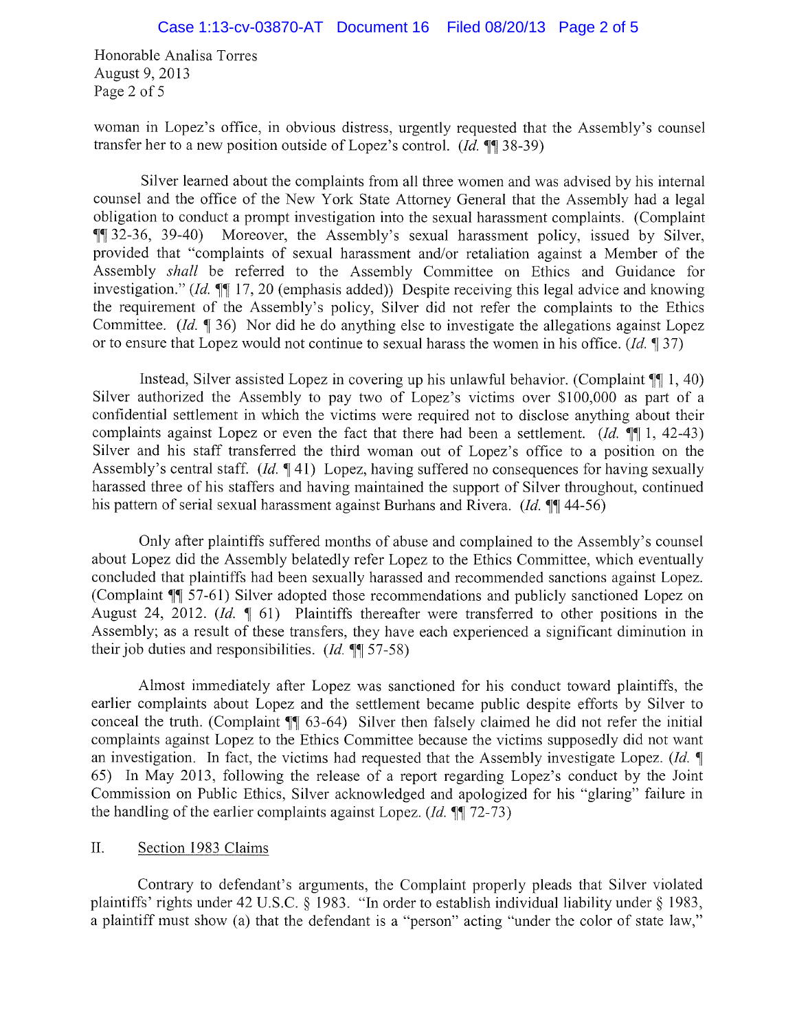woman in Lopez's office, in obvious distress, urgently requested that the Assembly's counsel transfer her to a new position outside of Lopez's control. (*Id.* ¶¶ 38-39)

Silver learned about the complaints from all three women and was advised by his internal counsel and the office of the New York State Attorney General that the Assembly had a legal obligation to conduct a prompt investigation into the sexual harassment complaints. (Complaint ¶¶ 32-36, 39-40) Moreover, the Assembly's sexual harassment policy, issued by Silver, provided that "complaints of sexual harassment and/or retaliation against a Member of the Assembly *shall* be referred to the Assembly Committee on Ethics and Guidance for investigation." (*Id.* ¶¶ 17, 20 (emphasis added)) Despite receiving this legal advice and knowing the requirement of the Assembly's policy, Silver did not refer the complaints to the Ethics Committee. (*Id.* ¶ 36) Nor did he do anything else to investigate the allegations against Lopez or to ensure that Lopez would not continue to sexual harass the women in his office. (*Id.* ¶ 37)

Instead, Silver assisted Lopez in covering up his unlawful behavior. (Complaint ¶¶ 1, 40) Silver authorized the Assembly to pay two of Lopez's victims over $100,000 as part of a confidential settlement in which the victims were required not to disclose anything about their complaints against Lopez or even the fact that there had been a settlement. (*Id.* ¶¶ 1, 42-43) Silver and his staff transferred the third woman out of Lopez's office to a position on the Assembly's central staff. (*Id.* ¶ 41) Lopez, having suffered no consequences for having sexually harassed three of his staffers and having maintained the support of Silver throughout, continued his pattern of serial sexual harassment against Burhans and Rivera. (*Id.* ¶¶ 44-56)

Only after plaintiffs suffered months of abuse and complained to the Assembly's counsel about Lopez did the Assembly belatedly refer Lopez to the Ethics Committee, which eventually concluded that plaintiffs had been sexually harassed and recommended sanctions against Lopez. (Complaint ¶¶ 57-61) Silver adopted those recommendations and publicly sanctioned Lopez on August 24, 2012. (*Id.* ¶ 61) Plaintiffs thereafter were transferred to other positions in the Assembly; as a result of these transfers, they have each experienced a significant diminution in their job duties and responsibilities. (*Id.* ¶¶ 57-58)

Almost immediately after Lopez was sanctioned for his conduct toward plaintiffs, the earlier complaints about Lopez and the settlement became public despite efforts by Silver to conceal the truth. (Complaint ¶¶ 63-64) Silver then falsely claimed he did not refer the initial complaints against Lopez to the Ethics Committee because the victims supposedly did not want an investigation. In fact, the victims had requested that the Assembly investigate Lopez. (*Id.* ¶ 65) In May 2013, following the release of a report regarding Lopez's conduct by the Joint Commission on Public Ethics, Silver acknowledged and apologized for his "glaring" failure in the handling of the earlier complaints against Lopez. (*Id.* ¶¶ 72-73)

## II. Section 1983 Claims

Contrary to defendant's arguments, the Complaint properly pleads that Silver violated plaintiffs' rights under 42 U.S.C. § 1983. "In order to establish individual liability under § 1983, a plaintiff must show (a) that the defendant is a "person" acting "under the color of state law,"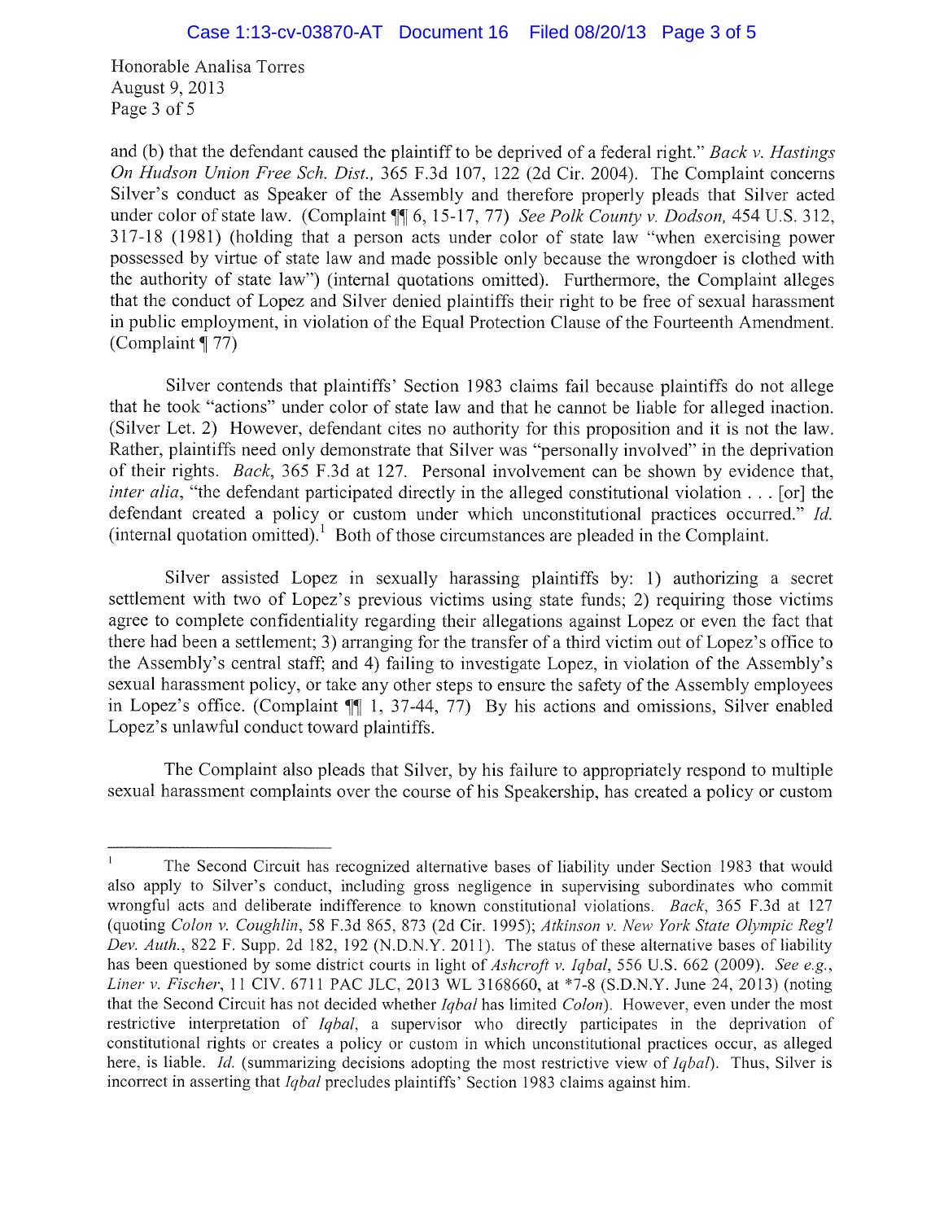Honorable Analisa Torres
August 9, 2013
Page 3 of 5

and (b) that the defendant caused the plaintiff to be deprived of a federal right." *Back v. Hastings On Hudson Union Free Sch. Dist.*, 365 F.3d 107, 122 (2d Cir. 2004). The Complaint concerns Silver's conduct as Speaker of the Assembly and therefore properly pleads that Silver acted under color of state law. (Complaint ¶¶ 6, 15-17, 77) *See Polk County v. Dodson,* 454 U.S. 312, 317-18 (1981) (holding that a person acts under color of state law "when exercising power possessed by virtue of state law and made possible only because the wrongdoer is clothed with the authority of state law") (internal quotations omitted). Furthermore, the Complaint alleges that the conduct of Lopez and Silver denied plaintiffs their right to be free of sexual harassment in public employment, in violation of the Equal Protection Clause of the Fourteenth Amendment. (Complaint ¶ 77)

Silver contends that plaintiffs' Section 1983 claims fail because plaintiffs do not allege that he took "actions" under color of state law and that he cannot be liable for alleged inaction. (Silver Let. 2) However, defendant cites no authority for this proposition and it is not the law. Rather, plaintiffs need only demonstrate that Silver was "personally involved" in the deprivation of their rights. *Back*, 365 F.3d at 127. Personal involvement can be shown by evidence that, *inter alia*, "the defendant participated directly in the alleged constitutional violation . . . [or] the defendant created a policy or custom under which unconstitutional practices occurred." *Id.* (internal quotation omitted).[1] Both of those circumstances are pleaded in the Complaint.

Silver assisted Lopez in sexually harassing plaintiffs by: 1) authorizing a secret settlement with two of Lopez's previous victims using state funds; 2) requiring those victims agree to complete confidentiality regarding their allegations against Lopez or even the fact that there had been a settlement; 3) arranging for the transfer of a third victim out of Lopez's office to the Assembly's central staff; and 4) failing to investigate Lopez, in violation of the Assembly's sexual harassment policy, or take any other steps to ensure the safety of the Assembly employees in Lopez's office. (Complaint ¶¶ 1, 37-44, 77) By his actions and omissions, Silver enabled Lopez's unlawful conduct toward plaintiffs.

The Complaint also pleads that Silver, by his failure to appropriately respond to multiple sexual harassment complaints over the course of his Speakership, has created a policy or custom

---

[1] The Second Circuit has recognized alternative bases of liability under Section 1983 that would also apply to Silver's conduct, including gross negligence in supervising subordinates who commit wrongful acts and deliberate indifference to known constitutional violations. *Back*, 365 F.3d at 127 (quoting *Colon v. Coughlin*, 58 F.3d 865, 873 (2d Cir. 1995); *Atkinson v. New York State Olympic Reg'l Dev. Auth.*, 822 F. Supp. 2d 182, 192 (N.D.N.Y. 2011). The status of these alternative bases of liability has been questioned by some district courts in light of *Ashcroft v. Iqbal*, 556 U.S. 662 (2009). *See e.g.*, *Liner v. Fischer*, 11 CIV. 6711 PAC JLC, 2013 WL 3168660, at \*7-8 (S.D.N.Y. June 24, 2013) (noting that the Second Circuit has not decided whether *Iqbal* has limited *Colon*). However, even under the most restrictive interpretation of *Iqbal*, a supervisor who directly participates in the deprivation of constitutional rights or creates a policy or custom in which unconstitutional practices occur, as alleged here, is liable. *Id.* (summarizing decisions adopting the most restrictive view of *Iqbal*). Thus, Silver is incorrect in asserting that *Iqbal* precludes plaintiffs' Section 1983 claims against him.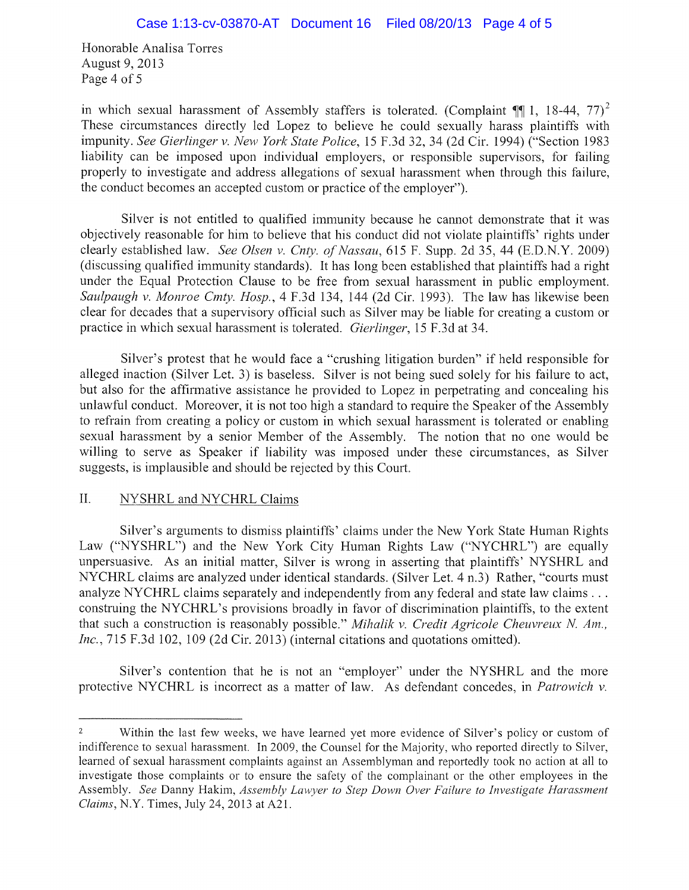in which sexual harassment of Assembly staffers is tolerated. (Complaint ¶¶ 1, 18-44, 77)[2] These circumstances directly led Lopez to believe he could sexually harass plaintiffs with impunity. *See Gierlinger v. New York State Police*, 15 F.3d 32, 34 (2d Cir. 1994) ("Section 1983 liability can be imposed upon individual employers, or responsible supervisors, for failing properly to investigate and address allegations of sexual harassment when through this failure, the conduct becomes an accepted custom or practice of the employer").

Silver is not entitled to qualified immunity because he cannot demonstrate that it was objectively reasonable for him to believe that his conduct did not violate plaintiffs' rights under clearly established law. *See Olsen v. Cnty. of Nassau*, 615 F. Supp. 2d 35, 44 (E.D.N.Y. 2009) (discussing qualified immunity standards). It has long been established that plaintiffs had a right under the Equal Protection Clause to be free from sexual harassment in public employment. *Saulpaugh v. Monroe Cmty. Hosp.*, 4 F.3d 134, 144 (2d Cir. 1993). The law has likewise been clear for decades that a supervisory official such as Silver may be liable for creating a custom or practice in which sexual harassment is tolerated. *Gierlinger*, 15 F.3d at 34.

Silver's protest that he would face a "crushing litigation burden" if held responsible for alleged inaction (Silver Let. 3) is baseless. Silver is not being sued solely for his failure to act, but also for the affirmative assistance he provided to Lopez in perpetrating and concealing his unlawful conduct. Moreover, it is not too high a standard to require the Speaker of the Assembly to refrain from creating a policy or custom in which sexual harassment is tolerated or enabling sexual harassment by a senior Member of the Assembly. The notion that no one would be willing to serve as Speaker if liability was imposed under these circumstances, as Silver suggests, is implausible and should be rejected by this Court.

## II. NYSHRL and NYCHRL Claims

Silver's arguments to dismiss plaintiffs' claims under the New York State Human Rights Law ("NYSHRL") and the New York City Human Rights Law ("NYCHRL") are equally unpersuasive. As an initial matter, Silver is wrong in asserting that plaintiffs' NYSHRL and NYCHRL claims are analyzed under identical standards. (Silver Let. 4 n.3) Rather, "courts must analyze NYCHRL claims separately and independently from any federal and state law claims . . . construing the NYCHRL's provisions broadly in favor of discrimination plaintiffs, to the extent that such a construction is reasonably possible." *Mihalik v. Credit Agricole Cheuvreux N. Am., Inc.*, 715 F.3d 102, 109 (2d Cir. 2013) (internal citations and quotations omitted).

Silver's contention that he is not an "employer" under the NYSHRL and the more protective NYCHRL is incorrect as a matter of law. As defendant concedes, in *Patrowich v.*

---

[2] Within the last few weeks, we have learned yet more evidence of Silver's policy or custom of indifference to sexual harassment. In 2009, the Counsel for the Majority, who reported directly to Silver, learned of sexual harassment complaints against an Assemblyman and reportedly took no action at all to investigate those complaints or to ensure the safety of the complainant or the other employees in the Assembly. *See* Danny Hakim, *Assembly Lawyer to Step Down Over Failure to Investigate Harassment Claims*, N.Y. Times, July 24, 2013 at A21.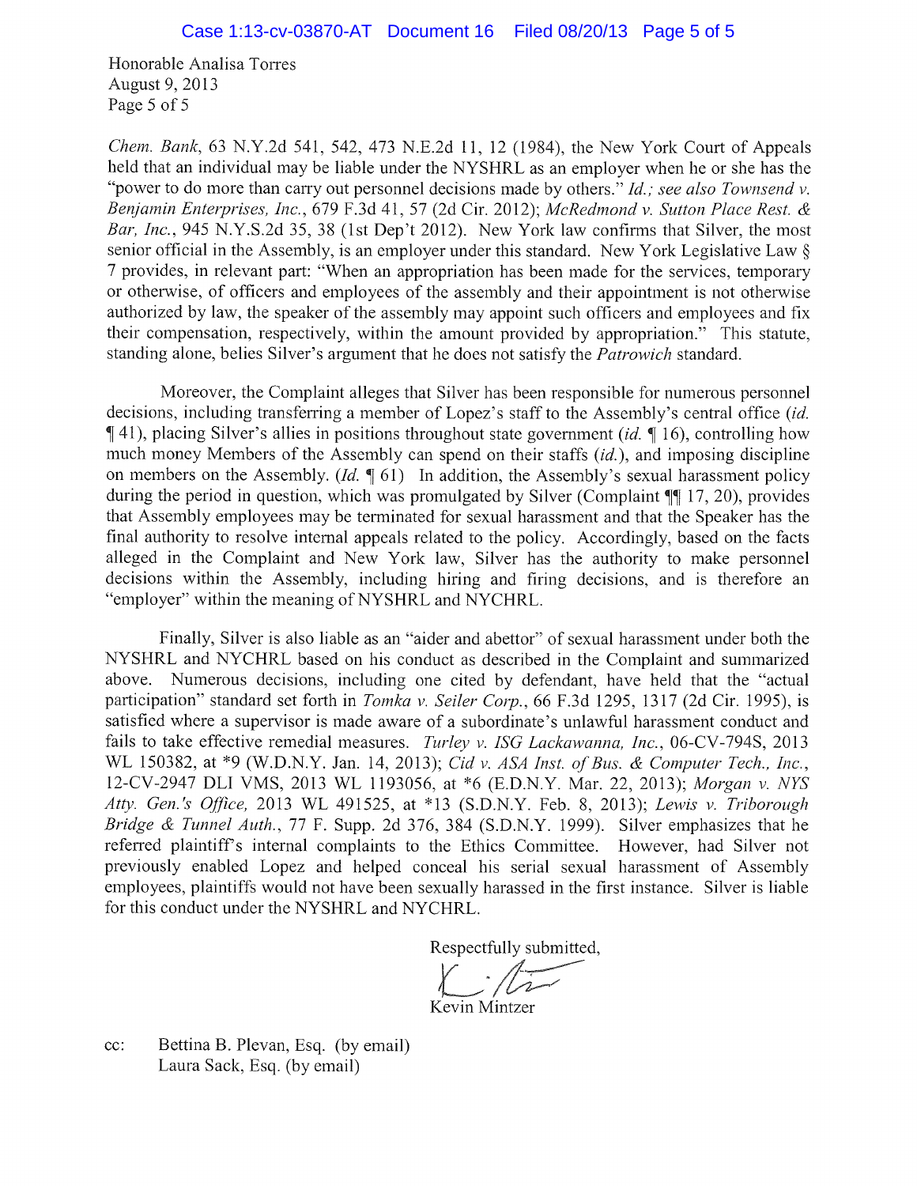Honorable Analisa Torres
August 9, 2013
Page 5 of 5

*Chem. Bank*, 63 N.Y.2d 541, 542, 473 N.E.2d 11, 12 (1984), the New York Court of Appeals held that an individual may be liable under the NYSHRL as an employer when he or she has the "power to do more than carry out personnel decisions made by others." *Id.; see also Townsend v. Benjamin Enterprises, Inc.*, 679 F.3d 41, 57 (2d Cir. 2012); *McRedmond v. Sutton Place Rest. & Bar, Inc.*, 945 N.Y.S.2d 35, 38 (1st Dep't 2012). New York law confirms that Silver, the most senior official in the Assembly, is an employer under this standard. New York Legislative Law § 7 provides, in relevant part: "When an appropriation has been made for the services, temporary or otherwise, of officers and employees of the assembly and their appointment is not otherwise authorized by law, the speaker of the assembly may appoint such officers and employees and fix their compensation, respectively, within the amount provided by appropriation." This statute, standing alone, belies Silver's argument that he does not satisfy the *Patrowich* standard.

Moreover, the Complaint alleges that Silver has been responsible for numerous personnel decisions, including transferring a member of Lopez's staff to the Assembly's central office (*id.* ¶ 41), placing Silver's allies in positions throughout state government (*id.* ¶ 16), controlling how much money Members of the Assembly can spend on their staffs (*id.*), and imposing discipline on members on the Assembly. (*Id.* ¶ 61) In addition, the Assembly's sexual harassment policy during the period in question, which was promulgated by Silver (Complaint ¶¶ 17, 20), provides that Assembly employees may be terminated for sexual harassment and that the Speaker has the final authority to resolve internal appeals related to the policy. Accordingly, based on the facts alleged in the Complaint and New York law, Silver has the authority to make personnel decisions within the Assembly, including hiring and firing decisions, and is therefore an "employer" within the meaning of NYSHRL and NYCHRL.

Finally, Silver is also liable as an "aider and abettor" of sexual harassment under both the NYSHRL and NYCHRL based on his conduct as described in the Complaint and summarized above. Numerous decisions, including one cited by defendant, have held that the "actual participation" standard set forth in *Tomka v. Seiler Corp.*, 66 F.3d 1295, 1317 (2d Cir. 1995), is satisfied where a supervisor is made aware of a subordinate's unlawful harassment conduct and fails to take effective remedial measures. *Turley v. ISG Lackawanna, Inc.*, 06-CV-794S, 2013 WL 150382, at *9 (W.D.N.Y. Jan. 14, 2013); *Cid v. ASA Inst. of Bus. & Computer Tech., Inc.*, 12-CV-2947 DLI VMS, 2013 WL 1193056, at *6 (E.D.N.Y. Mar. 22, 2013); *Morgan v. NYS Atty. Gen.'s Office*, 2013 WL 491525, at *13 (S.D.N.Y. Feb. 8, 2013); *Lewis v. Triborough Bridge & Tunnel Auth.*, 77 F. Supp. 2d 376, 384 (S.D.N.Y. 1999). Silver emphasizes that he referred plaintiff's internal complaints to the Ethics Committee. However, had Silver not previously enabled Lopez and helped conceal his serial sexual harassment of Assembly employees, plaintiffs would not have been sexually harassed in the first instance. Silver is liable for this conduct under the NYSHRL and NYCHRL.

Respectfully submitted,

Kevin Mintzer

cc: Bettina B. Plevan, Esq. (by email)
Laura Sack, Esq. (by email)